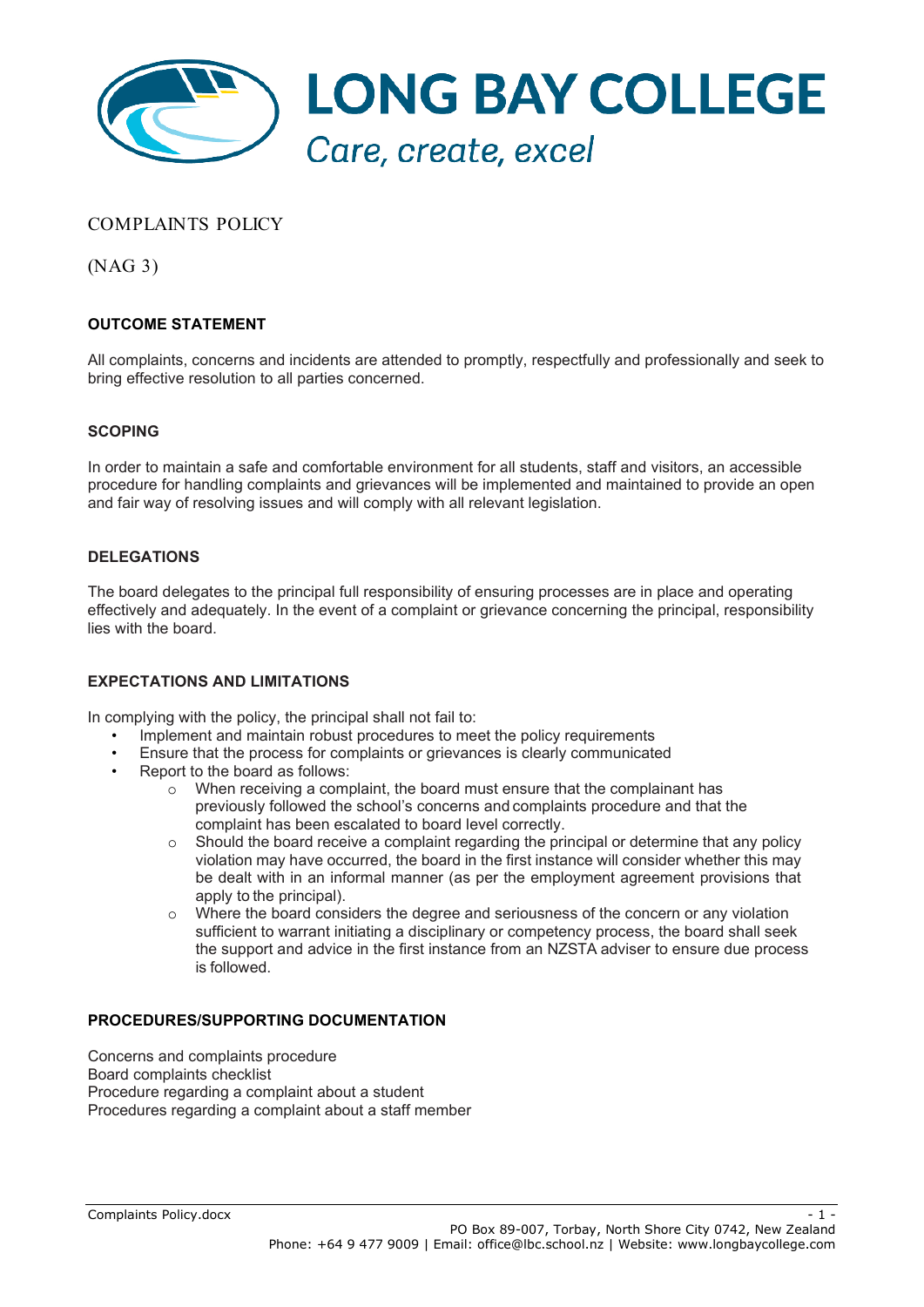# LONG BAY COLLEGE

*Care, create, excel*

## COMPLAINTS POLICY

(NAG 3)

### OUTCOME STATEMENT

All complaints, concerns and incidents are attended to promptly, respectfully and professionally and seek to bring effective resolution to all parties concerned.

### SCOPING

In order to maintain a safe and comfortable environment for all students, staff and visitors, an accessible procedure for handling complaints and grievances will be implemented and maintained to provide an open and fair way of resolving issues and will comply with all relevant legislation.

### DELEGATIONS

The board delegates to the principal full responsibility of ensuring processes are in place and operating effectively and adequately. In the event of a complaint or grievance concerning the principal, responsibility lies with the board.

### EXPECTATIONS AND LIMITATIONS

In complying with the policy, the principal shall not fail to:

- Implement and maintain robust procedures to meet the policy requirements
- Ensure that the process for complaints or grievances is clearly communicated
- Report to the board as follows:
  - When receiving a complaint, the board must ensure that the complainant has previously followed the school's concerns and complaints procedure and that the complaint has been escalated to board level correctly.
  - Should the board receive a complaint regarding the principal or determine that any policy violation may have occurred, the board in the first instance will consider whether this may be dealt with in an informal manner (as per the employment agreement provisions that apply to the principal).
  - Where the board considers the degree and seriousness of the concern or any violation sufficient to warrant initiating a disciplinary or competency process, the board shall seek the support and advice in the first instance from an NZSTA adviser to ensure due process is followed.

### PROCEDURES/SUPPORTING DOCUMENTATION

Concerns and complaints procedure
Board complaints checklist
Procedure regarding a complaint about a student
Procedures regarding a complaint about a staff member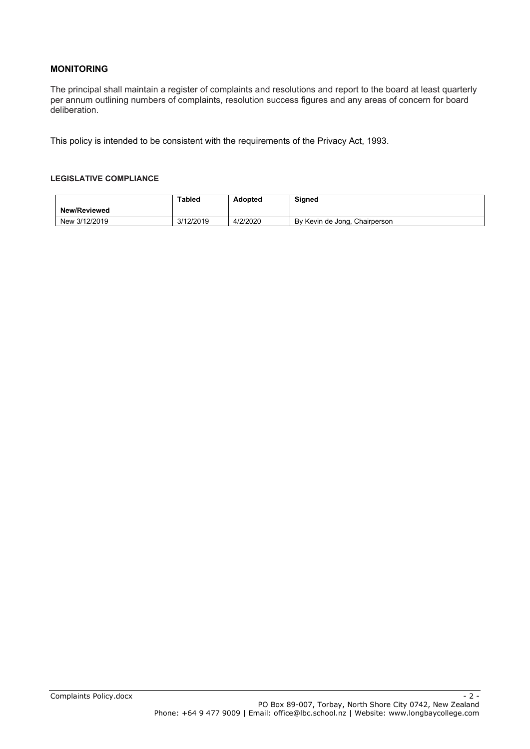## MONITORING

The principal shall maintain a register of complaints and resolutions and report to the board at least quarterly per annum outlining numbers of complaints, resolution success figures and any areas of concern for board deliberation.

This policy is intended to be consistent with the requirements of the Privacy Act, 1993.

#### LEGISLATIVE COMPLIANCE

| New/Reviewed | Tabled | Adopted | Signed |
|---|---|---|---|
| New 3/12/2019 | 3/12/2019 | 4/2/2020 | By Kevin de Jong, Chairperson |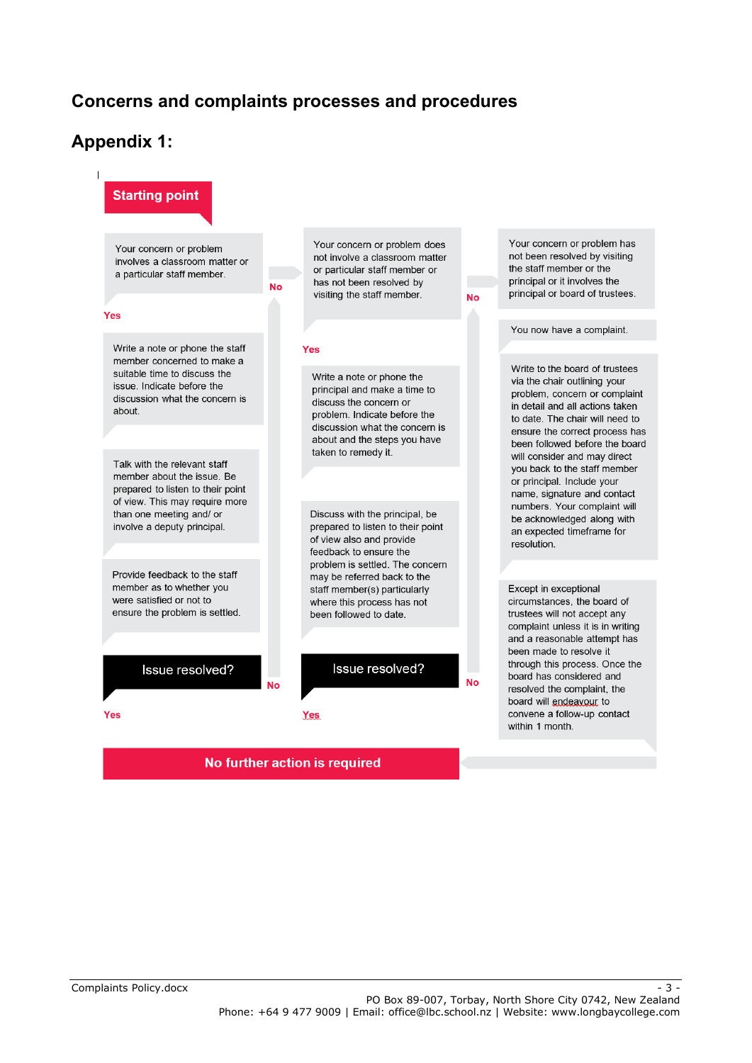# Concerns and complaints processes and procedures

## Appendix 1:

**Starting point**

Your concern or problem involves a classroom matter or a particular staff member.

**Yes**

Write a note or phone the staff member concerned to make a suitable time to discuss the issue. Indicate before the discussion what the concern is about.

Talk with the relevant staff member about the issue. Be prepared to listen to their point of view. This may require more than one meeting and/ or involve a deputy principal.

Provide feedback to the staff member as to whether you were satisfied or not to ensure the problem is settled.

**Issue resolved?**

**Yes** → No further action is required

**No** →

Your concern or problem does not involve a classroom matter or particular staff member or has not been resolved by visiting the staff member.

**Yes**

Write a note or phone the principal and make a time to discuss the concern or problem. Indicate before the discussion what the concern is about and the steps you have taken to remedy it.

Discuss with the principal, be prepared to listen to their point of view also and provide feedback to ensure the problem is settled. The concern may be referred back to the staff member(s) particularly where this process has not been followed to date.

**Issue resolved?**

**Yes** → No further action is required

**No** →

Your concern or problem has not been resolved by visiting the staff member or the principal or it involves the principal or board of trustees.

You now have a complaint.

Write to the board of trustees via the chair outlining your problem, concern or complaint in detail and all actions taken to date. The chair will need to ensure the correct process has been followed before the board will consider and may direct you back to the staff member or principal. Include your name, signature and contact numbers. Your complaint will be acknowledged along with an expected timeframe for resolution.

Except in exceptional circumstances, the board of trustees will not accept any complaint unless it is in writing and a reasonable attempt has been made to resolve it through this process. Once the board has considered and resolved the complaint, the board will endeavour to convene a follow-up contact within 1 month.

**No further action is required**

Complaints Policy.docx

PO Box 89-007, Torbay, North Shore City 0742, New Zealand
Phone: +64 9 477 9009 | Email: office@lbc.school.nz | Website: www.longbaycollege.com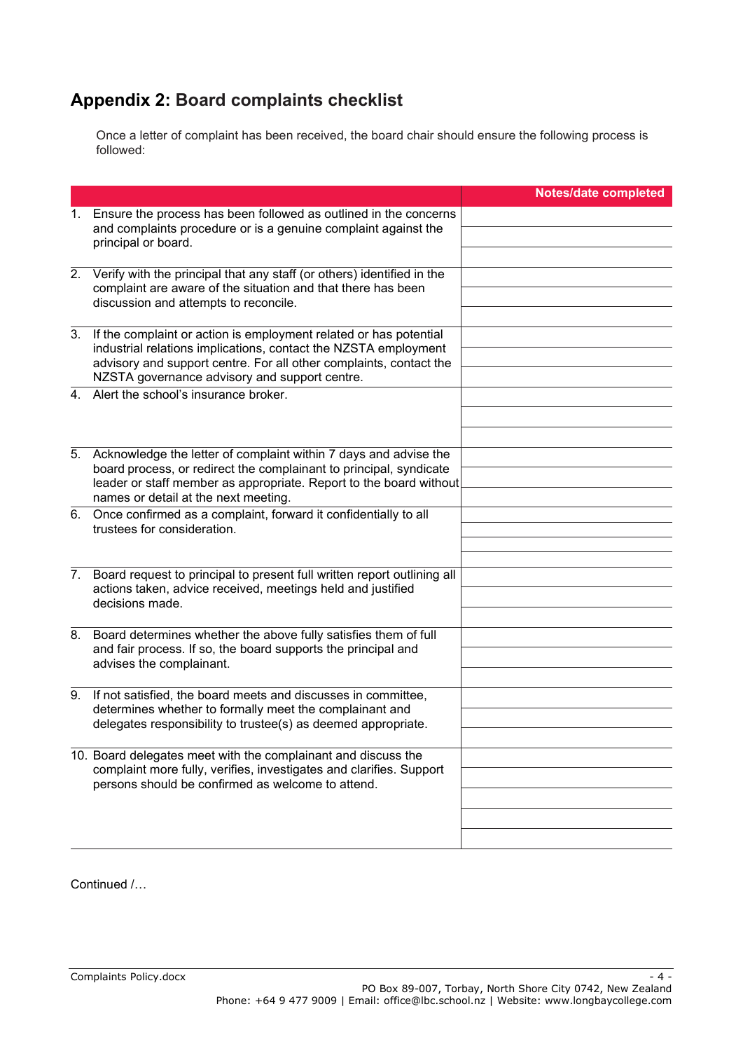## Appendix 2: Board complaints checklist

Once a letter of complaint has been received, the board chair should ensure the following process is followed:

| | Notes/date completed |
|---|---|
| 1. Ensure the process has been followed as outlined in the concerns and complaints procedure or is a genuine complaint against the principal or board. | |
| 2. Verify with the principal that any staff (or others) identified in the complaint are aware of the situation and that there has been discussion and attempts to reconcile. | |
| 3. If the complaint or action is employment related or has potential industrial relations implications, contact the NZSTA employment advisory and support centre. For all other complaints, contact the NZSTA governance advisory and support centre. | |
| 4. Alert the school's insurance broker. | |
| 5. Acknowledge the letter of complaint within 7 days and advise the board process, or redirect the complainant to principal, syndicate leader or staff member as appropriate. Report to the board without names or detail at the next meeting. | |
| 6. Once confirmed as a complaint, forward it confidentially to all trustees for consideration. | |
| 7. Board request to principal to present full written report outlining all actions taken, advice received, meetings held and justified decisions made. | |
| 8. Board determines whether the above fully satisfies them of full and fair process. If so, the board supports the principal and advises the complainant. | |
| 9. If not satisfied, the board meets and discusses in committee, determines whether to formally meet the complainant and delegates responsibility to trustee(s) as deemed appropriate. | |
| 10. Board delegates meet with the complainant and discuss the complaint more fully, verifies, investigates and clarifies. Support persons should be confirmed as welcome to attend. | |

Continued /…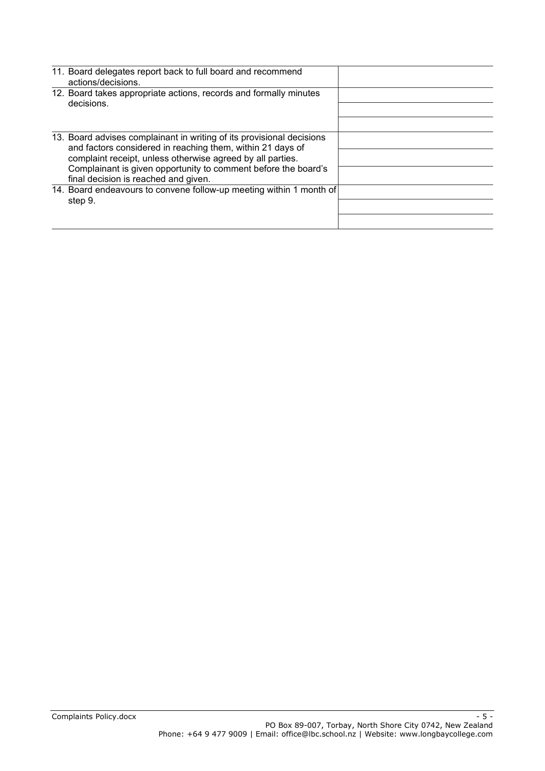| | |
|---|---|
| 11. Board delegates report back to full board and recommend actions/decisions. | |
| 12. Board takes appropriate actions, records and formally minutes decisions. | |
| | |
| | |
| 13. Board advises complainant in writing of its provisional decisions and factors considered in reaching them, within 21 days of complaint receipt, unless otherwise agreed by all parties. Complainant is given opportunity to comment before the board's final decision is reached and given. | |
| | |
| | |
| 14. Board endeavours to convene follow-up meeting within 1 month of step 9. | |
| | |
| | |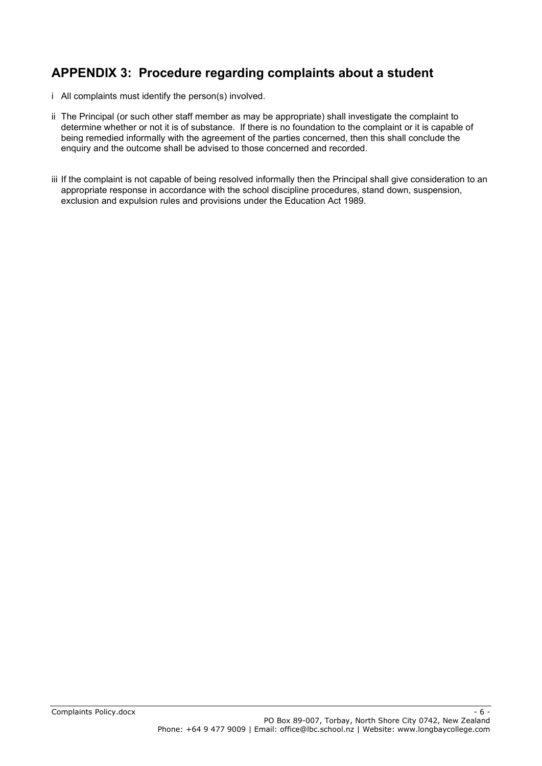## APPENDIX 3: Procedure regarding complaints about a student

i All complaints must identify the person(s) involved.

ii The Principal (or such other staff member as may be appropriate) shall investigate the complaint to determine whether or not it is of substance. If there is no foundation to the complaint or it is capable of being remedied informally with the agreement of the parties concerned, then this shall conclude the enquiry and the outcome shall be advised to those concerned and recorded.

iii If the complaint is not capable of being resolved informally then the Principal shall give consideration to an appropriate response in accordance with the school discipline procedures, stand down, suspension, exclusion and expulsion rules and provisions under the Education Act 1989.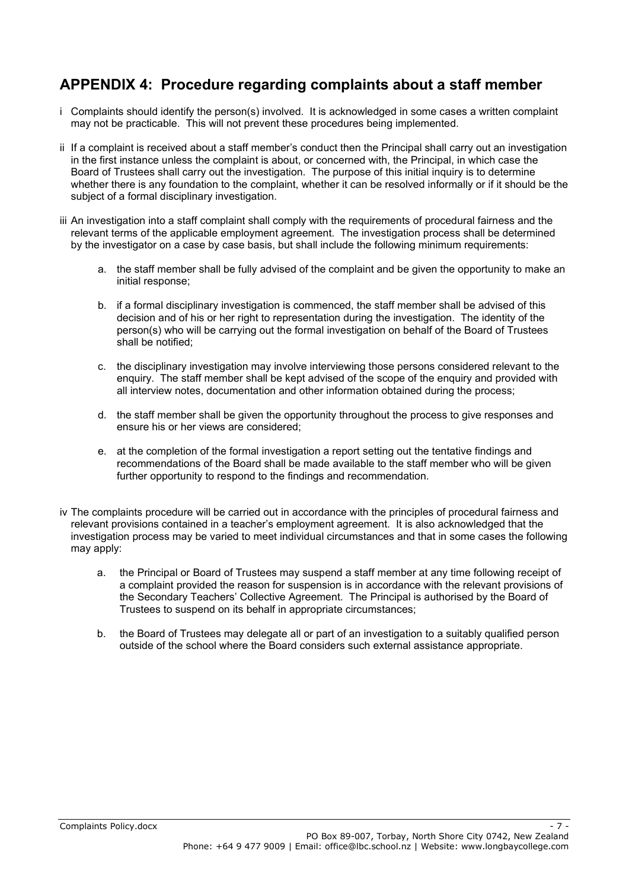## APPENDIX 4: Procedure regarding complaints about a staff member

i Complaints should identify the person(s) involved. It is acknowledged in some cases a written complaint may not be practicable. This will not prevent these procedures being implemented.

ii If a complaint is received about a staff member's conduct then the Principal shall carry out an investigation in the first instance unless the complaint is about, or concerned with, the Principal, in which case the Board of Trustees shall carry out the investigation. The purpose of this initial inquiry is to determine whether there is any foundation to the complaint, whether it can be resolved informally or if it should be the subject of a formal disciplinary investigation.

iii An investigation into a staff complaint shall comply with the requirements of procedural fairness and the relevant terms of the applicable employment agreement. The investigation process shall be determined by the investigator on a case by case basis, but shall include the following minimum requirements:

a. the staff member shall be fully advised of the complaint and be given the opportunity to make an initial response;

b. if a formal disciplinary investigation is commenced, the staff member shall be advised of this decision and of his or her right to representation during the investigation. The identity of the person(s) who will be carrying out the formal investigation on behalf of the Board of Trustees shall be notified;

c. the disciplinary investigation may involve interviewing those persons considered relevant to the enquiry. The staff member shall be kept advised of the scope of the enquiry and provided with all interview notes, documentation and other information obtained during the process;

d. the staff member shall be given the opportunity throughout the process to give responses and ensure his or her views are considered;

e. at the completion of the formal investigation a report setting out the tentative findings and recommendations of the Board shall be made available to the staff member who will be given further opportunity to respond to the findings and recommendation.

iv The complaints procedure will be carried out in accordance with the principles of procedural fairness and relevant provisions contained in a teacher's employment agreement. It is also acknowledged that the investigation process may be varied to meet individual circumstances and that in some cases the following may apply:

a. the Principal or Board of Trustees may suspend a staff member at any time following receipt of a complaint provided the reason for suspension is in accordance with the relevant provisions of the Secondary Teachers' Collective Agreement. The Principal is authorised by the Board of Trustees to suspend on its behalf in appropriate circumstances;

b. the Board of Trustees may delegate all or part of an investigation to a suitably qualified person outside of the school where the Board considers such external assistance appropriate.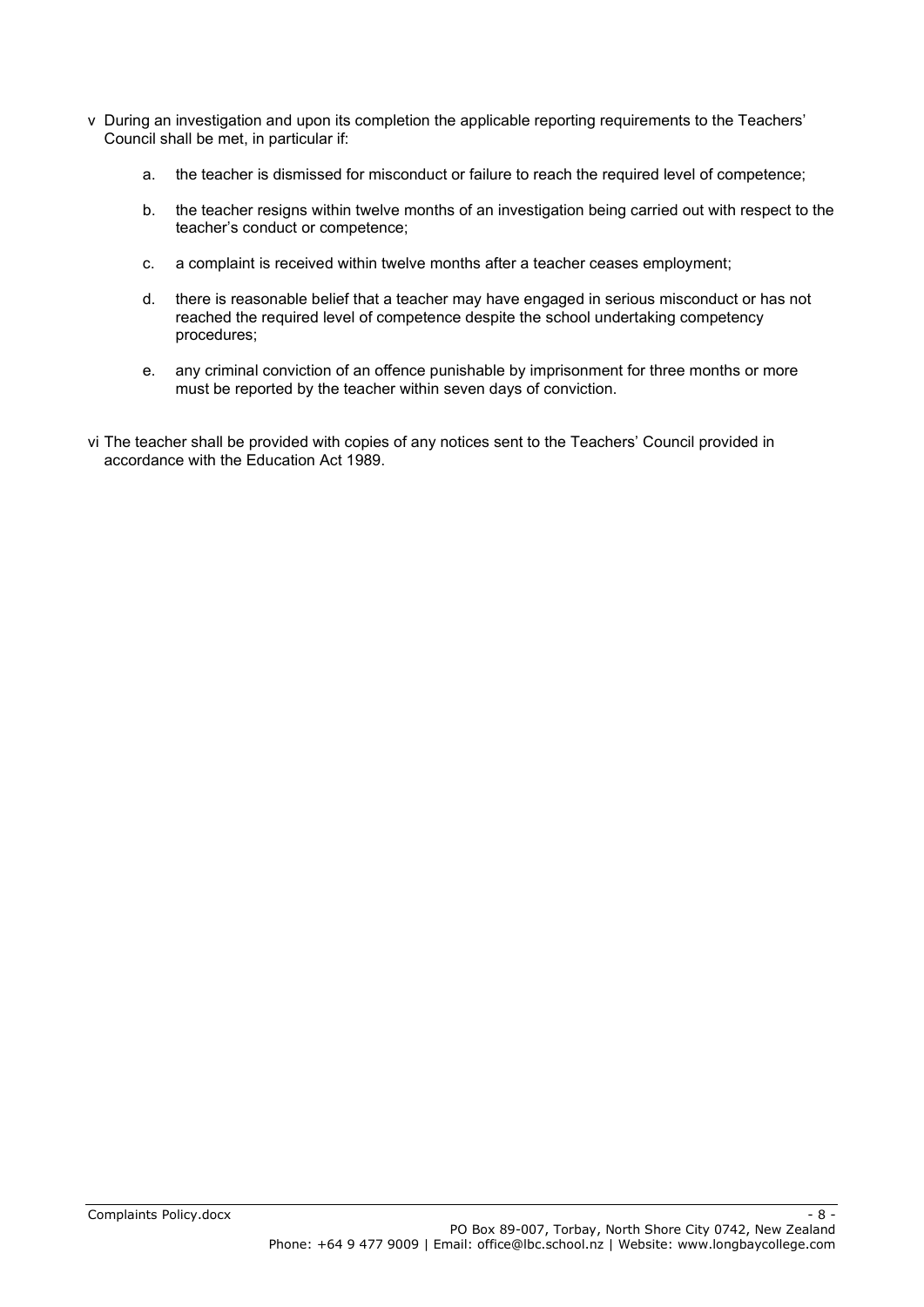v During an investigation and upon its completion the applicable reporting requirements to the Teachers' Council shall be met, in particular if:

   a. the teacher is dismissed for misconduct or failure to reach the required level of competence;

   b. the teacher resigns within twelve months of an investigation being carried out with respect to the teacher's conduct or competence;

   c. a complaint is received within twelve months after a teacher ceases employment;

   d. there is reasonable belief that a teacher may have engaged in serious misconduct or has not reached the required level of competence despite the school undertaking competency procedures;

   e. any criminal conviction of an offence punishable by imprisonment for three months or more must be reported by the teacher within seven days of conviction.

vi The teacher shall be provided with copies of any notices sent to the Teachers' Council provided in accordance with the Education Act 1989.